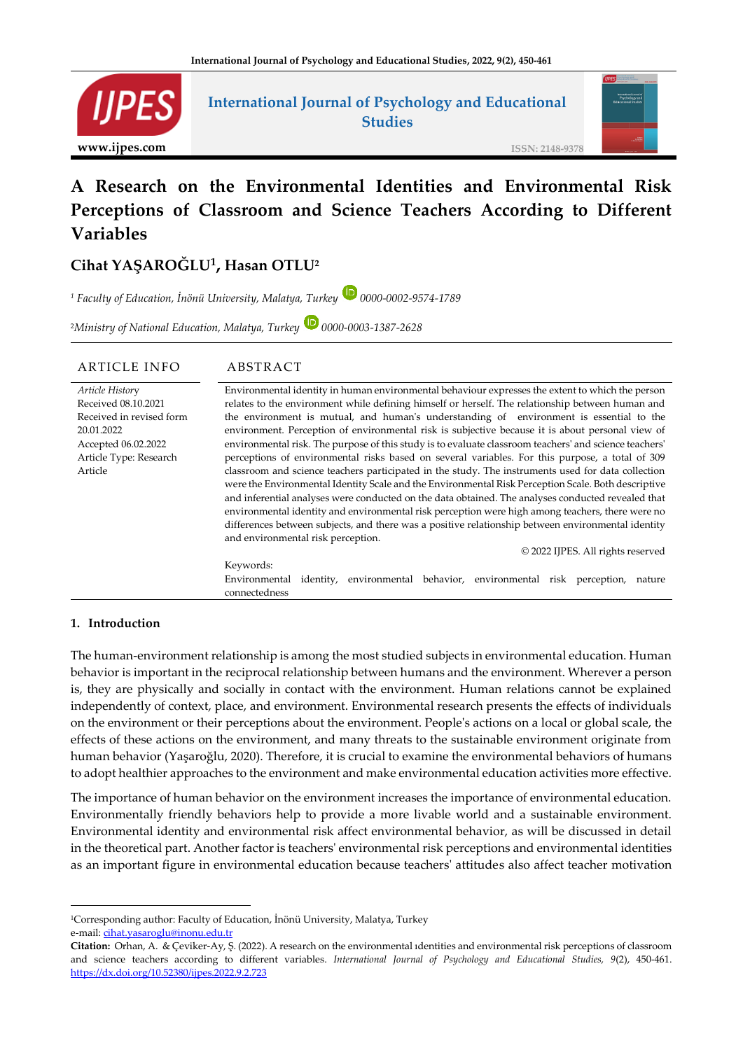# A Research on the Environmental Identities and Environmental Risk Perceptions of Classroom and Science Teachers According to Different Variables

## Cihat YAŞAROĞLU[1], Hasan OTLU[2]

[1] *Faculty of Education, İnönü University, Malatya, Turkey* 0000-0002-9574-1789

[2]*Ministry of National Education, Malatya, Turkey* 0000-0003-1387-2628

| ARTICLE INFO | ABSTRACT |
|---|---|
| *Article History*<br>Received 08.10.2021<br>Received in revised form 20.01.2022<br>Accepted 06.02.2022<br>Article Type: Research Article | Environmental identity in human environmental behaviour expresses the extent to which the person relates to the environment while defining himself or herself. The relationship between human and the environment is mutual, and human's understanding of environment is essential to the environment. Perception of environmental risk is subjective because it is about personal view of environmental risk. The purpose of this study is to evaluate classroom teachers' and science teachers' perceptions of environmental risks based on several variables. For this purpose, a total of 309 classroom and science teachers participated in the study. The instruments used for data collection were the Environmental Identity Scale and the Environmental Risk Perception Scale. Both descriptive and inferential analyses were conducted on the data obtained. The analyses conducted revealed that environmental identity and environmental risk perception were high among teachers, there were no differences between subjects, and there was a positive relationship between environmental identity and environmental risk perception.<br>© 2022 IJPES. All rights reserved<br>Keywords:<br>Environmental identity, environmental behavior, environmental risk perception, nature connectedness |

## 1. Introduction

The human-environment relationship is among the most studied subjects in environmental education. Human behavior is important in the reciprocal relationship between humans and the environment. Wherever a person is, they are physically and socially in contact with the environment. Human relations cannot be explained independently of context, place, and environment. Environmental research presents the effects of individuals on the environment or their perceptions about the environment. People's actions on a local or global scale, the effects of these actions on the environment, and many threats to the sustainable environment originate from human behavior (Yaşaroğlu, 2020). Therefore, it is crucial to examine the environmental behaviors of humans to adopt healthier approaches to the environment and make environmental education activities more effective.

The importance of human behavior on the environment increases the importance of environmental education. Environmentally friendly behaviors help to provide a more livable world and a sustainable environment. Environmental identity and environmental risk affect environmental behavior, as will be discussed in detail in the theoretical part. Another factor is teachers' environmental risk perceptions and environmental identities as an important figure in environmental education because teachers' attitudes also affect teacher motivation

---

[1]Corresponding author: Faculty of Education, İnönü University, Malatya, Turkey
e-mail: cihat.yasaroglu@inonu.edu.tr

**Citation:** Orhan, A. & Çeviker-Ay, Ş. (2022). A research on the environmental ıdentities and environmental risk perceptions of classroom and science teachers according to different variables. *International Journal of Psychology and Educational Studies, 9*(2), 450-461. https://dx.doi.org/10.52380/ijpes.2022.9.2.723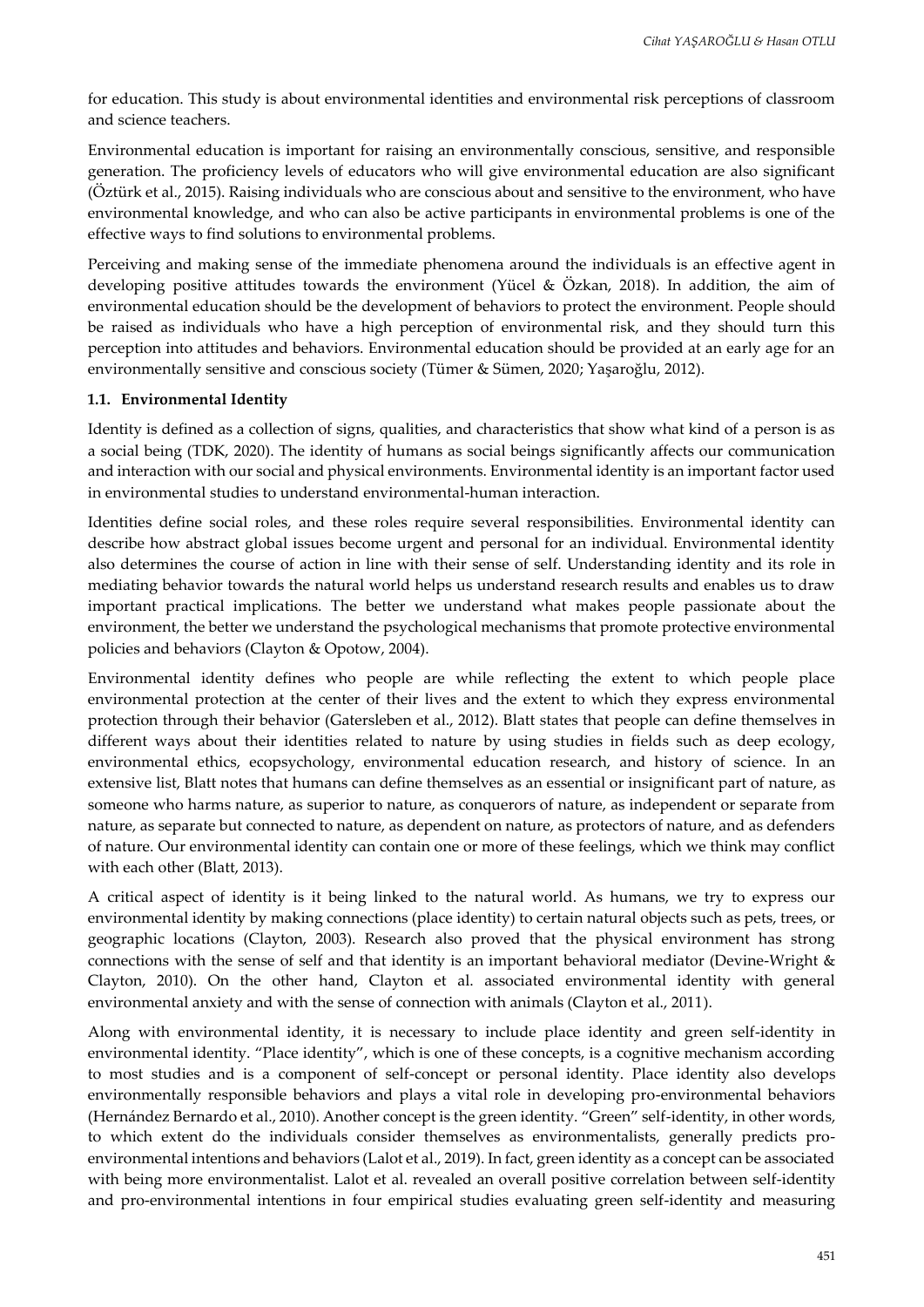for education. This study is about environmental identities and environmental risk perceptions of classroom and science teachers.

Environmental education is important for raising an environmentally conscious, sensitive, and responsible generation. The proficiency levels of educators who will give environmental education are also significant (Öztürk et al., 2015). Raising individuals who are conscious about and sensitive to the environment, who have environmental knowledge, and who can also be active participants in environmental problems is one of the effective ways to find solutions to environmental problems.

Perceiving and making sense of the immediate phenomena around the individuals is an effective agent in developing positive attitudes towards the environment (Yücel & Özkan, 2018). In addition, the aim of environmental education should be the development of behaviors to protect the environment. People should be raised as individuals who have a high perception of environmental risk, and they should turn this perception into attitudes and behaviors. Environmental education should be provided at an early age for an environmentally sensitive and conscious society (Tümer & Sümen, 2020; Yaşaroğlu, 2012).

### 1.1. Environmental Identity

Identity is defined as a collection of signs, qualities, and characteristics that show what kind of a person is as a social being (TDK, 2020). The identity of humans as social beings significantly affects our communication and interaction with our social and physical environments. Environmental identity is an important factor used in environmental studies to understand environmental-human interaction.

Identities define social roles, and these roles require several responsibilities. Environmental identity can describe how abstract global issues become urgent and personal for an individual. Environmental identity also determines the course of action in line with their sense of self. Understanding identity and its role in mediating behavior towards the natural world helps us understand research results and enables us to draw important practical implications. The better we understand what makes people passionate about the environment, the better we understand the psychological mechanisms that promote protective environmental policies and behaviors (Clayton & Opotow, 2004).

Environmental identity defines who people are while reflecting the extent to which people place environmental protection at the center of their lives and the extent to which they express environmental protection through their behavior (Gatersleben et al., 2012). Blatt states that people can define themselves in different ways about their identities related to nature by using studies in fields such as deep ecology, environmental ethics, ecopsychology, environmental education research, and history of science. In an extensive list, Blatt notes that humans can define themselves as an essential or insignificant part of nature, as someone who harms nature, as superior to nature, as conquerors of nature, as independent or separate from nature, as separate but connected to nature, as dependent on nature, as protectors of nature, and as defenders of nature. Our environmental identity can contain one or more of these feelings, which we think may conflict with each other (Blatt, 2013).

A critical aspect of identity is it being linked to the natural world. As humans, we try to express our environmental identity by making connections (place identity) to certain natural objects such as pets, trees, or geographic locations (Clayton, 2003). Research also proved that the physical environment has strong connections with the sense of self and that identity is an important behavioral mediator (Devine-Wright & Clayton, 2010). On the other hand, Clayton et al. associated environmental identity with general environmental anxiety and with the sense of connection with animals (Clayton et al., 2011).

Along with environmental identity, it is necessary to include place identity and green self-identity in environmental identity. "Place identity", which is one of these concepts, is a cognitive mechanism according to most studies and is a component of self-concept or personal identity. Place identity also develops environmentally responsible behaviors and plays a vital role in developing pro-environmental behaviors (Hernández Bernardo et al., 2010). Another concept is the green identity. "Green" self-identity, in other words, to which extent do the individuals consider themselves as environmentalists, generally predicts pro-environmental intentions and behaviors (Lalot et al., 2019). In fact, green identity as a concept can be associated with being more environmentalist. Lalot et al. revealed an overall positive correlation between self-identity and pro-environmental intentions in four empirical studies evaluating green self-identity and measuring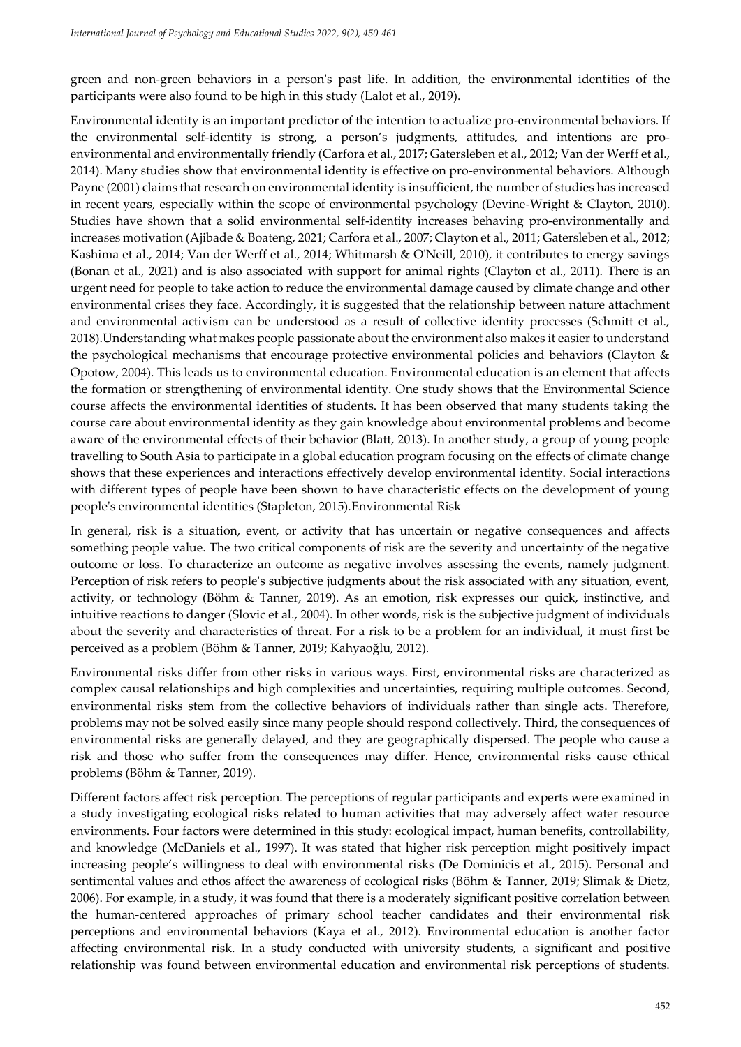green and non-green behaviors in a person's past life. In addition, the environmental identities of the participants were also found to be high in this study (Lalot et al., 2019).

Environmental identity is an important predictor of the intention to actualize pro-environmental behaviors. If the environmental self-identity is strong, a person's judgments, attitudes, and intentions are pro-environmental and environmentally friendly (Carfora et al., 2017; Gatersleben et al., 2012; Van der Werff et al., 2014). Many studies show that environmental identity is effective on pro-environmental behaviors. Although Payne (2001) claims that research on environmental identity is insufficient, the number of studies has increased in recent years, especially within the scope of environmental psychology (Devine-Wright & Clayton, 2010). Studies have shown that a solid environmental self-identity increases behaving pro-environmentally and increases motivation (Ajibade & Boateng, 2021; Carfora et al., 2007; Clayton et al., 2011; Gatersleben et al., 2012; Kashima et al., 2014; Van der Werff et al., 2014; Whitmarsh & O'Neill, 2010), it contributes to energy savings (Bonan et al., 2021) and is also associated with support for animal rights (Clayton et al., 2011). There is an urgent need for people to take action to reduce the environmental damage caused by climate change and other environmental crises they face. Accordingly, it is suggested that the relationship between nature attachment and environmental activism can be understood as a result of collective identity processes (Schmitt et al., 2018).Understanding what makes people passionate about the environment also makes it easier to understand the psychological mechanisms that encourage protective environmental policies and behaviors (Clayton & Opotow, 2004). This leads us to environmental education. Environmental education is an element that affects the formation or strengthening of environmental identity. One study shows that the Environmental Science course affects the environmental identities of students. It has been observed that many students taking the course care about environmental identity as they gain knowledge about environmental problems and become aware of the environmental effects of their behavior (Blatt, 2013). In another study, a group of young people travelling to South Asia to participate in a global education program focusing on the effects of climate change shows that these experiences and interactions effectively develop environmental identity. Social interactions with different types of people have been shown to have characteristic effects on the development of young people's environmental identities (Stapleton, 2015).Environmental Risk

In general, risk is a situation, event, or activity that has uncertain or negative consequences and affects something people value. The two critical components of risk are the severity and uncertainty of the negative outcome or loss. To characterize an outcome as negative involves assessing the events, namely judgment. Perception of risk refers to people's subjective judgments about the risk associated with any situation, event, activity, or technology (Böhm & Tanner, 2019). As an emotion, risk expresses our quick, instinctive, and intuitive reactions to danger (Slovic et al., 2004). In other words, risk is the subjective judgment of individuals about the severity and characteristics of threat. For a risk to be a problem for an individual, it must first be perceived as a problem (Böhm & Tanner, 2019; Kahyaoğlu, 2012).

Environmental risks differ from other risks in various ways. First, environmental risks are characterized as complex causal relationships and high complexities and uncertainties, requiring multiple outcomes. Second, environmental risks stem from the collective behaviors of individuals rather than single acts. Therefore, problems may not be solved easily since many people should respond collectively. Third, the consequences of environmental risks are generally delayed, and they are geographically dispersed. The people who cause a risk and those who suffer from the consequences may differ. Hence, environmental risks cause ethical problems (Böhm & Tanner, 2019).

Different factors affect risk perception. The perceptions of regular participants and experts were examined in a study investigating ecological risks related to human activities that may adversely affect water resource environments. Four factors were determined in this study: ecological impact, human benefits, controllability, and knowledge (McDaniels et al., 1997). It was stated that higher risk perception might positively impact increasing people's willingness to deal with environmental risks (De Dominicis et al., 2015). Personal and sentimental values and ethos affect the awareness of ecological risks (Böhm & Tanner, 2019; Slimak & Dietz, 2006). For example, in a study, it was found that there is a moderately significant positive correlation between the human-centered approaches of primary school teacher candidates and their environmental risk perceptions and environmental behaviors (Kaya et al., 2012). Environmental education is another factor affecting environmental risk. In a study conducted with university students, a significant and positive relationship was found between environmental education and environmental risk perceptions of students.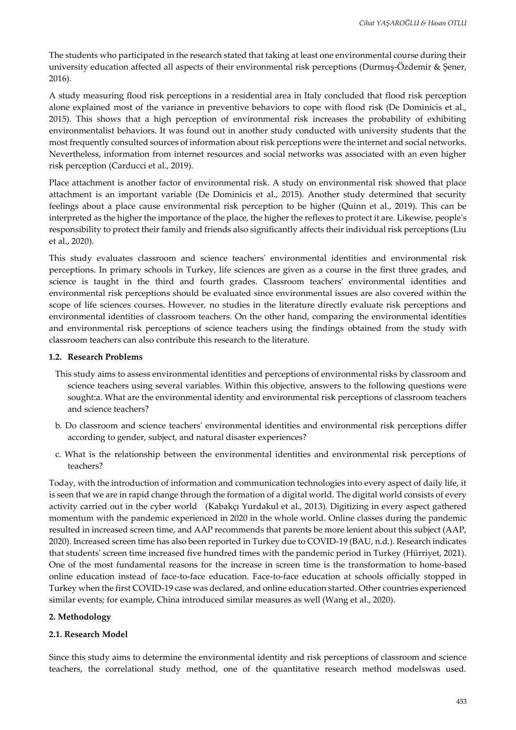The students who participated in the research stated that taking at least one environmental course during their university education affected all aspects of their environmental risk perceptions (Durmuş-Özdemir & Şener, 2016).

A study measuring flood risk perceptions in a residential area in Italy concluded that flood risk perception alone explained most of the variance in preventive behaviors to cope with flood risk (De Dominicis et al., 2015). This shows that a high perception of environmental risk increases the probability of exhibiting environmentalist behaviors. It was found out in another study conducted with university students that the most frequently consulted sources of information about risk perceptions were the internet and social networks. Nevertheless, information from internet resources and social networks was associated with an even higher risk perception (Carducci et al., 2019).

Place attachment is another factor of environmental risk. A study on environmental risk showed that place attachment is an important variable (De Dominicis et al., 2015). Another study determined that security feelings about a place cause environmental risk perception to be higher (Quinn et al., 2019). This can be interpreted as the higher the importance of the place, the higher the reflexes to protect it are. Likewise, people's responsibility to protect their family and friends also significantly affects their individual risk perceptions (Liu et al., 2020).

This study evaluates classroom and science teachers' environmental identities and environmental risk perceptions. In primary schools in Turkey, life sciences are given as a course in the first three grades, and science is taught in the third and fourth grades. Classroom teachers' environmental identities and environmental risk perceptions should be evaluated since environmental issues are also covered within the scope of life sciences courses. However, no studies in the literature directly evaluate risk perceptions and environmental identities of classroom teachers. On the other hand, comparing the environmental identities and environmental risk perceptions of science teachers using the findings obtained from the study with classroom teachers can also contribute this research to the literature.

### 1.2. Research Problems

This study aims to assess environmental identities and perceptions of environmental risks by classroom and science teachers using several variables. Within this objective, answers to the following questions were sought:a. What are the environmental identity and environmental risk perceptions of classroom teachers and science teachers?

b. Do classroom and science teachers' environmental identities and environmental risk perceptions differ according to gender, subject, and natural disaster experiences?

c. What is the relationship between the environmental identities and environmental risk perceptions of teachers?

Today, with the introduction of information and communication technologies into every aspect of daily life, it is seen that we are in rapid change through the formation of a digital world. The digital world consists of every activity carried out in the cyber world (Kabakçı Yurdakul et al., 2013). Digitizing in every aspect gathered momentum with the pandemic experienced in 2020 in the whole world. Online classes during the pandemic resulted in increased screen time, and AAP recommends that parents be more lenient about this subject (AAP, 2020). Increased screen time has also been reported in Turkey due to COVID-19 (BAU, n.d.). Research indicates that students' screen time increased five hundred times with the pandemic period in Turkey (Hürriyet, 2021). One of the most fundamental reasons for the increase in screen time is the transformation to home-based online education instead of face-to-face education. Face-to-face education at schools officially stopped in Turkey when the first COVID-19 case was declared, and online education started. Other countries experienced similar events; for example, China introduced similar measures as well (Wang et al., 2020).

## 2. Methodology

### 2.1. Research Model

Since this study aims to determine the environmental identity and risk perceptions of classroom and science teachers, the correlational study method, one of the quantitative research method modelswas used.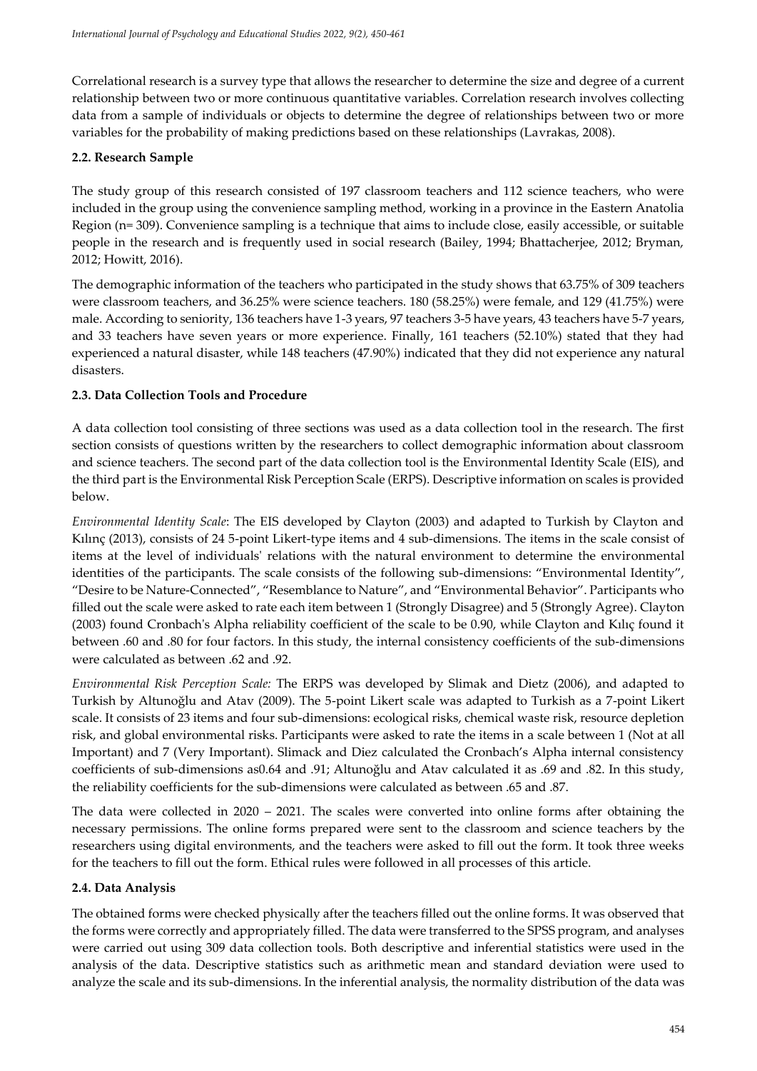Correlational research is a survey type that allows the researcher to determine the size and degree of a current relationship between two or more continuous quantitative variables. Correlation research involves collecting data from a sample of individuals or objects to determine the degree of relationships between two or more variables for the probability of making predictions based on these relationships (Lavrakas, 2008).

### 2.2. Research Sample

The study group of this research consisted of 197 classroom teachers and 112 science teachers, who were included in the group using the convenience sampling method, working in a province in the Eastern Anatolia Region (n= 309). Convenience sampling is a technique that aims to include close, easily accessible, or suitable people in the research and is frequently used in social research (Bailey, 1994; Bhattacherjee, 2012; Bryman, 2012; Howitt, 2016).

The demographic information of the teachers who participated in the study shows that 63.75% of 309 teachers were classroom teachers, and 36.25% were science teachers. 180 (58.25%) were female, and 129 (41.75%) were male. According to seniority, 136 teachers have 1-3 years, 97 teachers 3-5 have years, 43 teachers have 5-7 years, and 33 teachers have seven years or more experience. Finally, 161 teachers (52.10%) stated that they had experienced a natural disaster, while 148 teachers (47.90%) indicated that they did not experience any natural disasters.

### 2.3. Data Collection Tools and Procedure

A data collection tool consisting of three sections was used as a data collection tool in the research. The first section consists of questions written by the researchers to collect demographic information about classroom and science teachers. The second part of the data collection tool is the Environmental Identity Scale (EIS), and the third part is the Environmental Risk Perception Scale (ERPS). Descriptive information on scales is provided below.

*Environmental Identity Scale*: The EIS developed by Clayton (2003) and adapted to Turkish by Clayton and Kılınç (2013), consists of 24 5-point Likert-type items and 4 sub-dimensions. The items in the scale consist of items at the level of individuals' relations with the natural environment to determine the environmental identities of the participants. The scale consists of the following sub-dimensions: "Environmental Identity", "Desire to be Nature-Connected", "Resemblance to Nature", and "Environmental Behavior". Participants who filled out the scale were asked to rate each item between 1 (Strongly Disagree) and 5 (Strongly Agree). Clayton (2003) found Cronbach's Alpha reliability coefficient of the scale to be 0.90, while Clayton and Kılıç found it between .60 and .80 for four factors. In this study, the internal consistency coefficients of the sub-dimensions were calculated as between .62 and .92.

*Environmental Risk Perception Scale:* The ERPS was developed by Slimak and Dietz (2006), and adapted to Turkish by Altunoğlu and Atav (2009). The 5-point Likert scale was adapted to Turkish as a 7-point Likert scale. It consists of 23 items and four sub-dimensions: ecological risks, chemical waste risk, resource depletion risk, and global environmental risks. Participants were asked to rate the items in a scale between 1 (Not at all Important) and 7 (Very Important). Slimack and Diez calculated the Cronbach's Alpha internal consistency coefficients of sub-dimensions as0.64 and .91; Altunoğlu and Atav calculated it as .69 and .82. In this study, the reliability coefficients for the sub-dimensions were calculated as between .65 and .87.

The data were collected in 2020 – 2021. The scales were converted into online forms after obtaining the necessary permissions. The online forms prepared were sent to the classroom and science teachers by the researchers using digital environments, and the teachers were asked to fill out the form. It took three weeks for the teachers to fill out the form. Ethical rules were followed in all processes of this article.

### 2.4. Data Analysis

The obtained forms were checked physically after the teachers filled out the online forms. It was observed that the forms were correctly and appropriately filled. The data were transferred to the SPSS program, and analyses were carried out using 309 data collection tools. Both descriptive and inferential statistics were used in the analysis of the data. Descriptive statistics such as arithmetic mean and standard deviation were used to analyze the scale and its sub-dimensions. In the inferential analysis, the normality distribution of the data was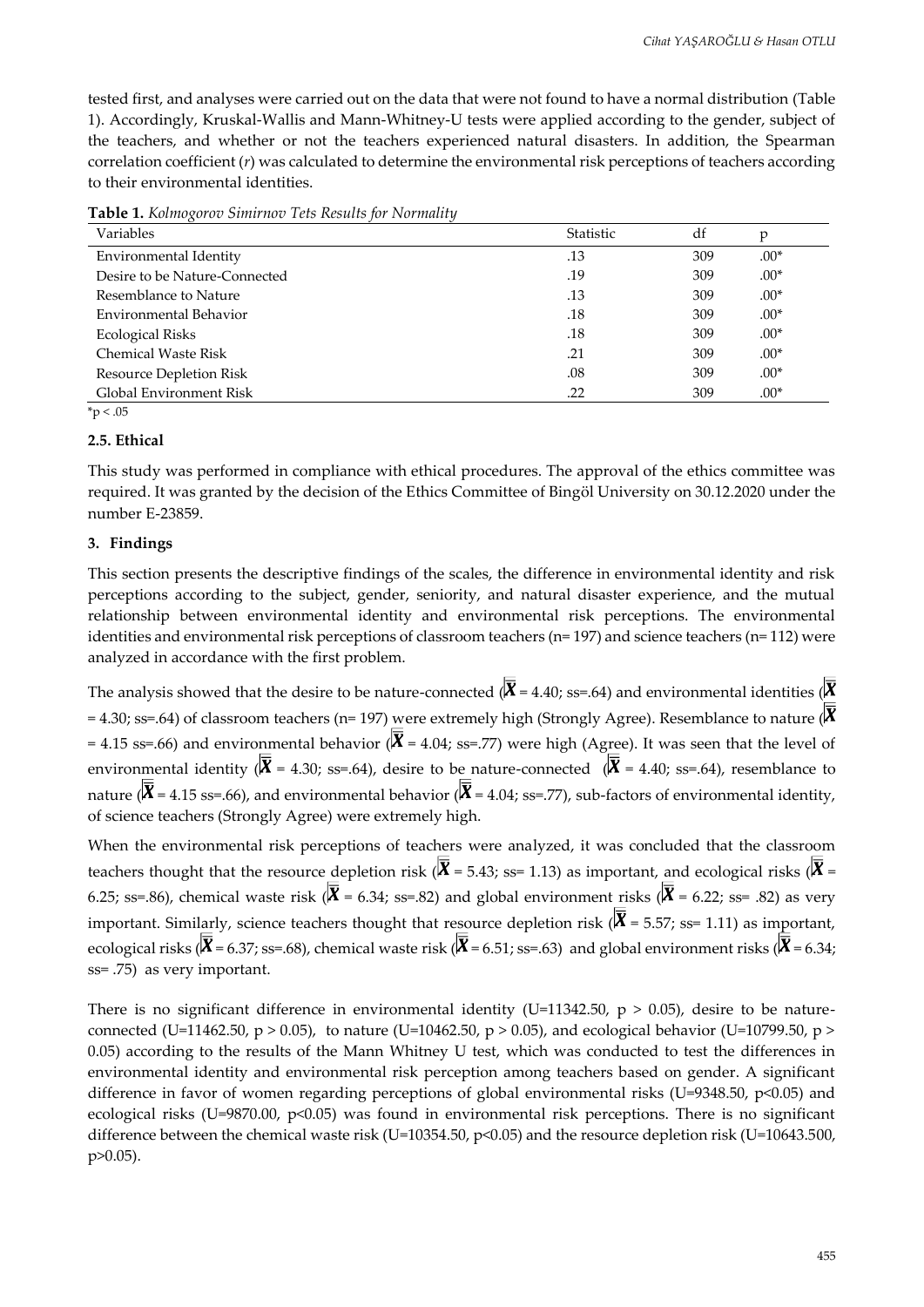tested first, and analyses were carried out on the data that were not found to have a normal distribution (Table 1). Accordingly, Kruskal-Wallis and Mann-Whitney-U tests were applied according to the gender, subject of the teachers, and whether or not the teachers experienced natural disasters. In addition, the Spearman correlation coefficient (*r*) was calculated to determine the environmental risk perceptions of teachers according to their environmental identities.

**Table 1.** *Kolmogorov Simirnov Tets Results for Normality*

| Variables | Statistic | df | p |
|---|---|---|---|
| Environmental Identity | .13 | 309 | .00* |
| Desire to be Nature-Connected | .19 | 309 | .00* |
| Resemblance to Nature | .13 | 309 | .00* |
| Environmental Behavior | .18 | 309 | .00* |
| Ecological Risks | .18 | 309 | .00* |
| Chemical Waste Risk | .21 | 309 | .00* |
| Resource Depletion Risk | .08 | 309 | .00* |
| Global Environment Risk | .22 | 309 | .00* |

*p < .05

### 2.5. Ethical

This study was performed in compliance with ethical procedures. The approval of the ethics committee was required. It was granted by the decision of the Ethics Committee of Bingöl University on 30.12.2020 under the number E-23859.

## 3. Findings

This section presents the descriptive findings of the scales, the difference in environmental identity and risk perceptions according to the subject, gender, seniority, and natural disaster experience, and the mutual relationship between environmental identity and environmental risk perceptions. The environmental identities and environmental risk perceptions of classroom teachers (n= 197) and science teachers (n= 112) were analyzed in accordance with the first problem.

The analysis showed that the desire to be nature-connected ($\bar{X}$ = 4.40; ss=.64) and environmental identities ($\bar{X}$ = 4.30; ss=.64) of classroom teachers (n= 197) were extremely high (Strongly Agree). Resemblance to nature ($\bar{X}$ = 4.15 ss=.66) and environmental behavior ($\bar{X}$ = 4.04; ss=.77) were high (Agree). It was seen that the level of environmental identity ($\bar{X}$ = 4.30; ss=.64), desire to be nature-connected ($\bar{X}$ = 4.40; ss=.64), resemblance to nature ($\bar{X}$ = 4.15 ss=.66), and environmental behavior ($\bar{X}$ = 4.04; ss=.77), sub-factors of environmental identity, of science teachers (Strongly Agree) were extremely high.

When the environmental risk perceptions of teachers were analyzed, it was concluded that the classroom teachers thought that the resource depletion risk ($\bar{X}$ = 5.43; ss= 1.13) as important, and ecological risks ($\bar{X}$ = 6.25; ss=.86), chemical waste risk ($\bar{X}$ = 6.34; ss=.82) and global environment risks ($\bar{X}$ = 6.22; ss= .82) as very important. Similarly, science teachers thought that resource depletion risk ($\bar{X}$ = 5.57; ss= 1.11) as important, ecological risks ($\bar{X}$ = 6.37; ss=.68), chemical waste risk ($\bar{X}$ = 6.51; ss=.63) and global environment risks ($\bar{X}$ = 6.34; ss= .75) as very important.

There is no significant difference in environmental identity (U=11342.50, $p > 0.05$), desire to be nature-connected (U=11462.50, $p > 0.05$), to nature (U=10462.50, $p > 0.05$), and ecological behavior (U=10799.50, $p > 0.05$) according to the results of the Mann Whitney U test, which was conducted to test the differences in environmental identity and environmental risk perception among teachers based on gender. A significant difference in favor of women regarding perceptions of global environmental risks (U=9348.50, $p<0.05$) and ecological risks (U=9870.00, $p<0.05$) was found in environmental risk perceptions. There is no significant difference between the chemical waste risk (U=10354.50, $p<0.05$) and the resource depletion risk (U=10643.500, $p>0.05$).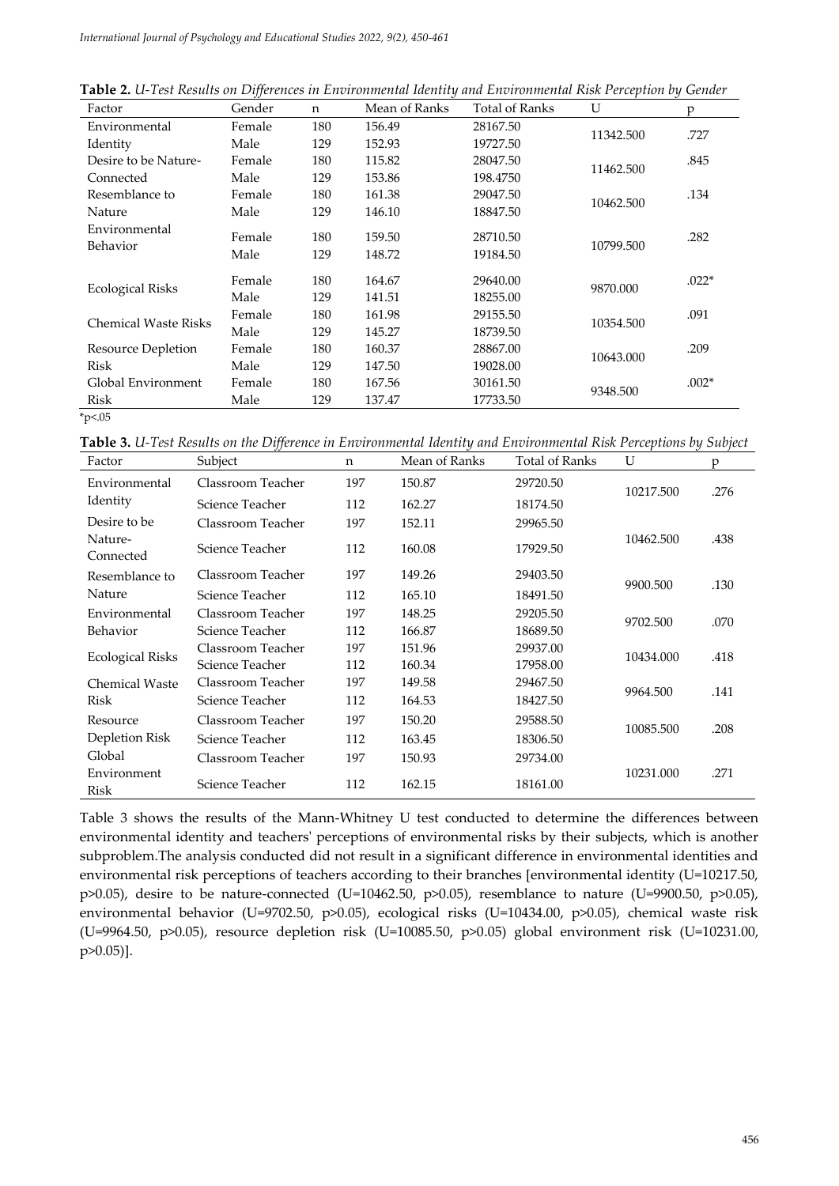**Table 2.** *U-Test Results on Differences in Environmental Identity and Environmental Risk Perception by Gender*

| Factor | Gender | n | Mean of Ranks | Total of Ranks | U | p |
|---|---|---|---|---|---|---|
| Environmental Identity | Female | 180 | 156.49 | 28167.50 | 11342.500 | .727 |
| | Male | 129 | 152.93 | 19727.50 | | |
| Desire to be Nature-Connected | Female | 180 | 115.82 | 28047.50 | 11462.500 | .845 |
| | Male | 129 | 153.86 | 198.4750 | | |
| Resemblance to Nature | Female | 180 | 161.38 | 29047.50 | 10462.500 | .134 |
| | Male | 129 | 146.10 | 18847.50 | | |
| Environmental Behavior | Female | 180 | 159.50 | 28710.50 | 10799.500 | .282 |
| | Male | 129 | 148.72 | 19184.50 | | |
| Ecological Risks | Female | 180 | 164.67 | 29640.00 | 9870.000 | .022* |
| | Male | 129 | 141.51 | 18255.00 | | |
| Chemical Waste Risks | Female | 180 | 161.98 | 29155.50 | 10354.500 | .091 |
| | Male | 129 | 145.27 | 18739.50 | | |
| Resource Depletion Risk | Female | 180 | 160.37 | 28867.00 | 10643.000 | .209 |
| | Male | 129 | 147.50 | 19028.00 | | |
| Global Environment Risk | Female | 180 | 167.56 | 30161.50 | 9348.500 | .002* |
| | Male | 129 | 137.47 | 17733.50 | | |

*p<.05

**Table 3.** *U-Test Results on the Difference in Environmental Identity and Environmental Risk Perceptions by Subject*

| Factor | Subject | n | Mean of Ranks | Total of Ranks | U | p |
|---|---|---|---|---|---|---|
| Environmental Identity | Classroom Teacher | 197 | 150.87 | 29720.50 | 10217.500 | .276 |
| | Science Teacher | 112 | 162.27 | 18174.50 | | |
| Desire to be Nature-Connected | Classroom Teacher | 197 | 152.11 | 29965.50 | 10462.500 | .438 |
| | Science Teacher | 112 | 160.08 | 17929.50 | | |
| Resemblance to Nature | Classroom Teacher | 197 | 149.26 | 29403.50 | 9900.500 | .130 |
| | Science Teacher | 112 | 165.10 | 18491.50 | | |
| Environmental Behavior | Classroom Teacher | 197 | 148.25 | 29205.50 | 9702.500 | .070 |
| | Science Teacher | 112 | 166.87 | 18689.50 | | |
| Ecological Risks | Classroom Teacher | 197 | 151.96 | 29937.00 | 10434.000 | .418 |
| | Science Teacher | 112 | 160.34 | 17958.00 | | |
| Chemical Waste Risk | Classroom Teacher | 197 | 149.58 | 29467.50 | 9964.500 | .141 |
| | Science Teacher | 112 | 164.53 | 18427.50 | | |
| Resource Depletion Risk | Classroom Teacher | 197 | 150.20 | 29588.50 | 10085.500 | .208 |
| | Science Teacher | 112 | 163.45 | 18306.50 | | |
| Global Environment Risk | Classroom Teacher | 197 | 150.93 | 29734.00 | 10231.000 | .271 |
| | Science Teacher | 112 | 162.15 | 18161.00 | | |

Table 3 shows the results of the Mann-Whitney U test conducted to determine the differences between environmental identity and teachers' perceptions of environmental risks by their subjects, which is another subproblem.The analysis conducted did not result in a significant difference in environmental identities and environmental risk perceptions of teachers according to their branches [environmental identity (U=10217.50, p>0.05), desire to be nature-connected (U=10462.50, p>0.05), resemblance to nature (U=9900.50, p>0.05), environmental behavior (U=9702.50, p>0.05), ecological risks (U=10434.00, p>0.05), chemical waste risk (U=9964.50, p>0.05), resource depletion risk (U=10085.50, p>0.05) global environment risk (U=10231.00, p>0.05)].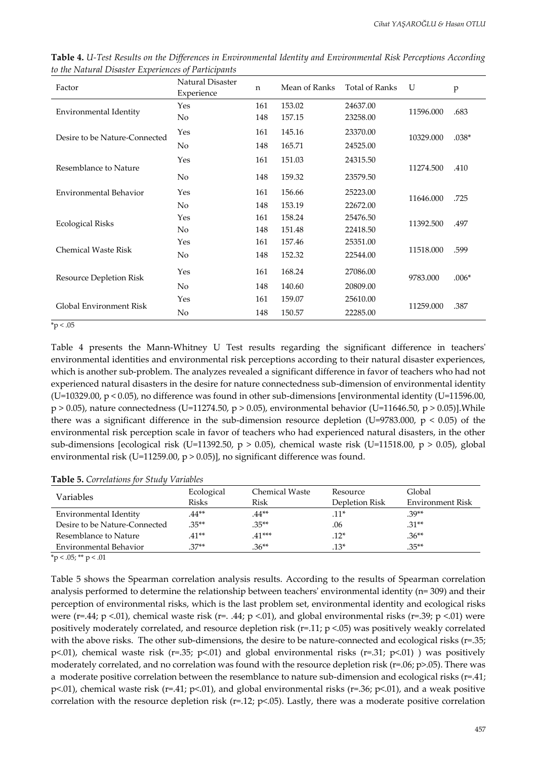**Table 4.** *U-Test Results on the Differences in Environmental Identity and Environmental Risk Perceptions According to the Natural Disaster Experiences of Participants*

| Factor | Natural Disaster Experience | n | Mean of Ranks | Total of Ranks | U | p |
|---|---|---|---|---|---|---|
| Environmental Identity | Yes | 161 | 153.02 | 24637.00 | 11596.000 | .683 |
| | No | 148 | 157.15 | 23258.00 | | |
| Desire to be Nature-Connected | Yes | 161 | 145.16 | 23370.00 | 10329.000 | .038* |
| | No | 148 | 165.71 | 24525.00 | | |
| Resemblance to Nature | Yes | 161 | 151.03 | 24315.50 | 11274.500 | .410 |
| | No | 148 | 159.32 | 23579.50 | | |
| Environmental Behavior | Yes | 161 | 156.66 | 25223.00 | 11646.000 | .725 |
| | No | 148 | 153.19 | 22672.00 | | |
| Ecological Risks | Yes | 161 | 158.24 | 25476.50 | 11392.500 | .497 |
| | No | 148 | 151.48 | 22418.50 | | |
| Chemical Waste Risk | Yes | 161 | 157.46 | 25351.00 | 11518.000 | .599 |
| | No | 148 | 152.32 | 22544.00 | | |
| Resource Depletion Risk | Yes | 161 | 168.24 | 27086.00 | 9783.000 | .006* |
| | No | 148 | 140.60 | 20809.00 | | |
| Global Environment Risk | Yes | 161 | 159.07 | 25610.00 | 11259.000 | .387 |
| | No | 148 | 150.57 | 22285.00 | | |

*p < .05

Table 4 presents the Mann-Whitney U Test results regarding the significant difference in teachers' environmental identities and environmental risk perceptions according to their natural disaster experiences, which is another sub-problem. The analyzes revealed a significant difference in favor of teachers who had not experienced natural disasters in the desire for nature connectedness sub-dimension of environmental identity (U=10329.00, $p < 0.05$), no difference was found in other sub-dimensions [environmental identity (U=11596.00, $p > 0.05$), nature connectedness (U=11274.50, $p > 0.05$), environmental behavior (U=11646.50, $p > 0.05$)].While there was a significant difference in the sub-dimension resource depletion (U=9783.000, $p < 0.05$) of the environmental risk perception scale in favor of teachers who had experienced natural disasters, in the other sub-dimensions [ecological risk (U=11392.50, $p > 0.05$), chemical waste risk (U=11518.00, $p > 0.05$), global environmental risk (U=11259.00, $p > 0.05$)], no significant difference was found.

**Table 5.** *Correlations for Study Variables*

| Variables | Ecological Risks | Chemical Waste Risk | Resource Depletion Risk | Global Environment Risk |
|---|---|---|---|---|
| Environmental Identity | .44** | .44** | .11* | .39** |
| Desire to be Nature-Connected | .35** | .35** | .06 | .31** |
| Resemblance to Nature | .41** | .41*** | .12* | .36** |
| Environmental Behavior | .37** | .36** | .13* | .35** |

*p < .05; ** p < .01

Table 5 shows the Spearman correlation analysis results. According to the results of Spearman correlation analysis performed to determine the relationship between teachers' environmental identity (n= 309) and their perception of environmental risks, which is the last problem set, environmental identity and ecological risks were (r=.44; p <.01), chemical waste risk (r=. .44; p <.01), and global environmental risks (r=.39; p <.01) were positively moderately correlated, and resource depletion risk (r=.11; p <.05) was positively weakly correlated with the above risks. The other sub-dimensions, the desire to be nature-connected and ecological risks (r=.35; p<.01), chemical waste risk (r=.35; p<.01) and global environmental risks (r=.31; p<.01) ) was positively moderately correlated, and no correlation was found with the resource depletion risk (r=.06; p>.05). There was a moderate positive correlation between the resemblance to nature sub-dimension and ecological risks (r=.41; p<.01), chemical waste risk (r=.41; p<.01), and global environmental risks (r=.36; p<.01), and a weak positive correlation with the resource depletion risk (r=.12; p<.05). Lastly, there was a moderate positive correlation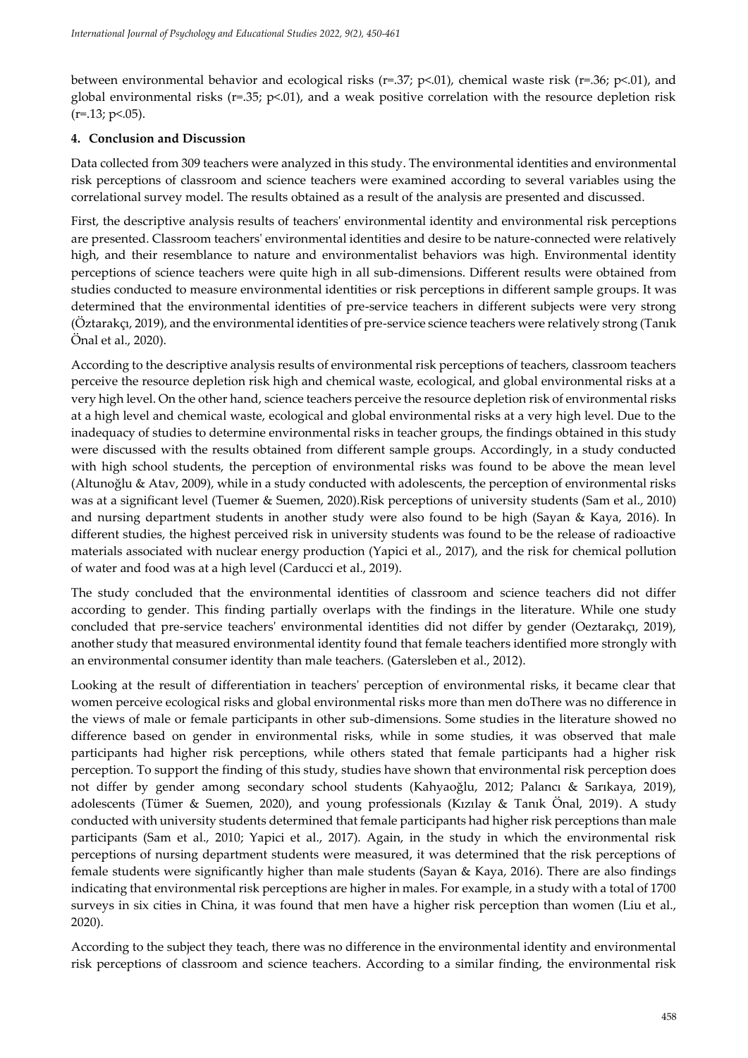between environmental behavior and ecological risks ($r=.37$; $p<.01$), chemical waste risk ($r=.36$; $p<.01$), and global environmental risks ($r=.35$; $p<.01$), and a weak positive correlation with the resource depletion risk ($r=.13$; $p<.05$).

## 4. Conclusion and Discussion

Data collected from 309 teachers were analyzed in this study. The environmental identities and environmental risk perceptions of classroom and science teachers were examined according to several variables using the correlational survey model. The results obtained as a result of the analysis are presented and discussed.

First, the descriptive analysis results of teachers' environmental identity and environmental risk perceptions are presented. Classroom teachers' environmental identities and desire to be nature-connected were relatively high, and their resemblance to nature and environmentalist behaviors was high. Environmental identity perceptions of science teachers were quite high in all sub-dimensions. Different results were obtained from studies conducted to measure environmental identities or risk perceptions in different sample groups. It was determined that the environmental identities of pre-service teachers in different subjects were very strong (Öztarakçı, 2019), and the environmental identities of pre-service science teachers were relatively strong (Tanık Önal et al., 2020).

According to the descriptive analysis results of environmental risk perceptions of teachers, classroom teachers perceive the resource depletion risk high and chemical waste, ecological, and global environmental risks at a very high level. On the other hand, science teachers perceive the resource depletion risk of environmental risks at a high level and chemical waste, ecological and global environmental risks at a very high level. Due to the inadequacy of studies to determine environmental risks in teacher groups, the findings obtained in this study were discussed with the results obtained from different sample groups. Accordingly, in a study conducted with high school students, the perception of environmental risks was found to be above the mean level (Altunoğlu & Atav, 2009), while in a study conducted with adolescents, the perception of environmental risks was at a significant level (Tuemer & Suemen, 2020).Risk perceptions of university students (Sam et al., 2010) and nursing department students in another study were also found to be high (Sayan & Kaya, 2016). In different studies, the highest perceived risk in university students was found to be the release of radioactive materials associated with nuclear energy production (Yapici et al., 2017), and the risk for chemical pollution of water and food was at a high level (Carducci et al., 2019).

The study concluded that the environmental identities of classroom and science teachers did not differ according to gender. This finding partially overlaps with the findings in the literature. While one study concluded that pre-service teachers' environmental identities did not differ by gender (Oeztarakçı, 2019), another study that measured environmental identity found that female teachers identified more strongly with an environmental consumer identity than male teachers. (Gatersleben et al., 2012).

Looking at the result of differentiation in teachers' perception of environmental risks, it became clear that women perceive ecological risks and global environmental risks more than men doThere was no difference in the views of male or female participants in other sub-dimensions. Some studies in the literature showed no difference based on gender in environmental risks, while in some studies, it was observed that male participants had higher risk perceptions, while others stated that female participants had a higher risk perception. To support the finding of this study, studies have shown that environmental risk perception does not differ by gender among secondary school students (Kahyaoğlu, 2012; Palancı & Sarıkaya, 2019), adolescents (Tümer & Suemen, 2020), and young professionals (Kızılay & Tanık Önal, 2019). A study conducted with university students determined that female participants had higher risk perceptions than male participants (Sam et al., 2010; Yapici et al., 2017). Again, in the study in which the environmental risk perceptions of nursing department students were measured, it was determined that the risk perceptions of female students were significantly higher than male students (Sayan & Kaya, 2016). There are also findings indicating that environmental risk perceptions are higher in males. For example, in a study with a total of 1700 surveys in six cities in China, it was found that men have a higher risk perception than women (Liu et al., 2020).

According to the subject they teach, there was no difference in the environmental identity and environmental risk perceptions of classroom and science teachers. According to a similar finding, the environmental risk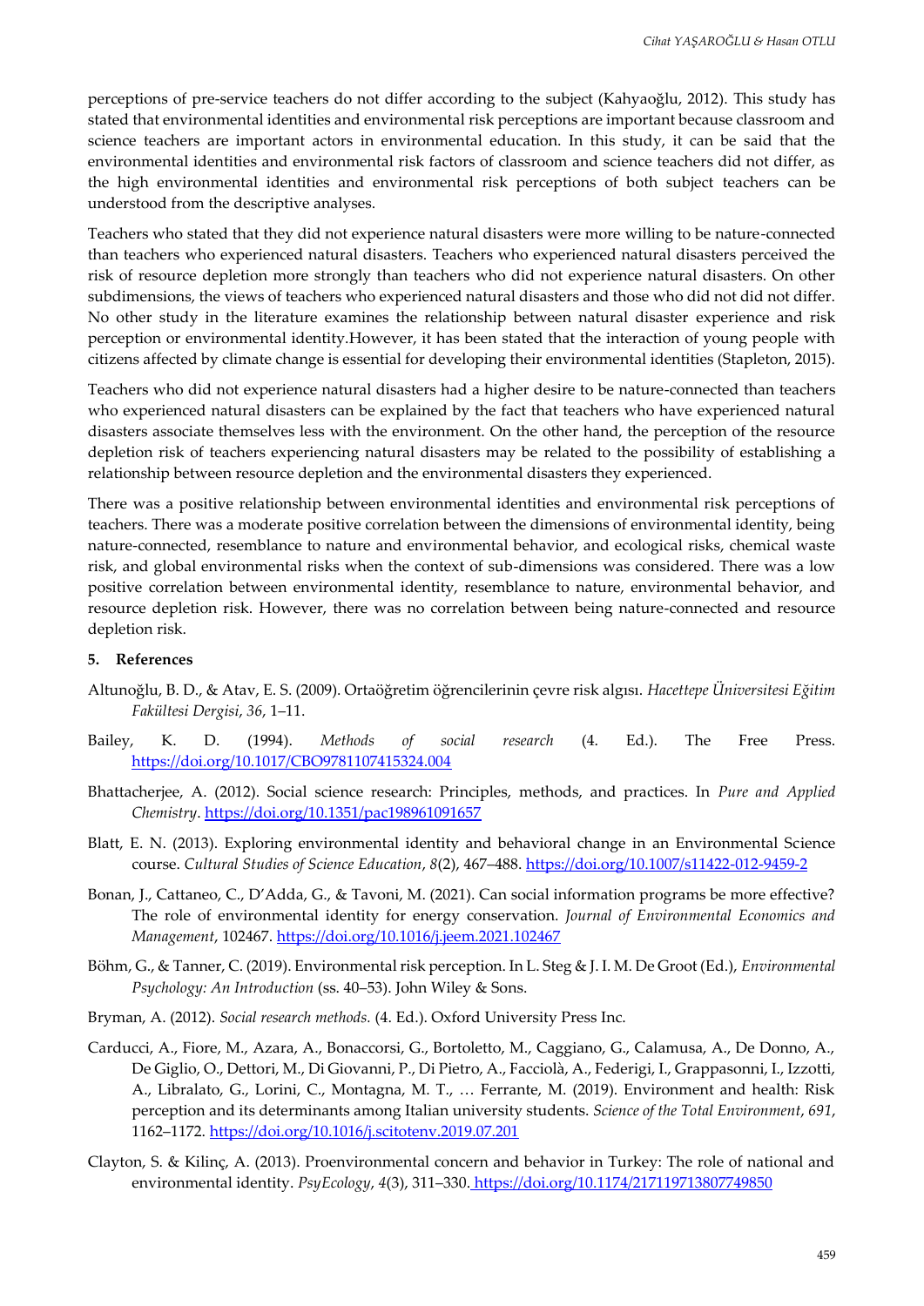perceptions of pre-service teachers do not differ according to the subject (Kahyaoğlu, 2012). This study has stated that environmental identities and environmental risk perceptions are important because classroom and science teachers are important actors in environmental education. In this study, it can be said that the environmental identities and environmental risk factors of classroom and science teachers did not differ, as the high environmental identities and environmental risk perceptions of both subject teachers can be understood from the descriptive analyses.

Teachers who stated that they did not experience natural disasters were more willing to be nature-connected than teachers who experienced natural disasters. Teachers who experienced natural disasters perceived the risk of resource depletion more strongly than teachers who did not experience natural disasters. On other subdimensions, the views of teachers who experienced natural disasters and those who did not did not differ. No other study in the literature examines the relationship between natural disaster experience and risk perception or environmental identity.However, it has been stated that the interaction of young people with citizens affected by climate change is essential for developing their environmental identities (Stapleton, 2015).

Teachers who did not experience natural disasters had a higher desire to be nature-connected than teachers who experienced natural disasters can be explained by the fact that teachers who have experienced natural disasters associate themselves less with the environment. On the other hand, the perception of the resource depletion risk of teachers experiencing natural disasters may be related to the possibility of establishing a relationship between resource depletion and the environmental disasters they experienced.

There was a positive relationship between environmental identities and environmental risk perceptions of teachers. There was a moderate positive correlation between the dimensions of environmental identity, being nature-connected, resemblance to nature and environmental behavior, and ecological risks, chemical waste risk, and global environmental risks when the context of sub-dimensions was considered. There was a low positive correlation between environmental identity, resemblance to nature, environmental behavior, and resource depletion risk. However, there was no correlation between being nature-connected and resource depletion risk.

## 5. References

Altunoğlu, B. D., & Atav, E. S. (2009). Ortaöğretim öğrencilerinin çevre risk algısı. *Hacettepe Üniversitesi Eğitim Fakültesi Dergisi*, *36*, 1–11.

Bailey, K. D. (1994). *Methods of social research* (4. Ed.). The Free Press. https://doi.org/10.1017/CBO9781107415324.004

Bhattacherjee, A. (2012). Social science research: Principles, methods, and practices. In *Pure and Applied Chemistry*. https://doi.org/10.1351/pac198961091657

Blatt, E. N. (2013). Exploring environmental identity and behavioral change in an Environmental Science course. *Cultural Studies of Science Education*, *8*(2), 467–488. https://doi.org/10.1007/s11422-012-9459-2

Bonan, J., Cattaneo, C., D'Adda, G., & Tavoni, M. (2021). Can social information programs be more effective? The role of environmental identity for energy conservation. *Journal of Environmental Economics and Management*, 102467. https://doi.org/10.1016/j.jeem.2021.102467

Böhm, G., & Tanner, C. (2019). Environmental risk perception. In L. Steg & J. I. M. De Groot (Ed.), *Environmental Psychology: An Introduction* (ss. 40–53). John Wiley & Sons.

Bryman, A. (2012). *Social research methods.* (4. Ed.). Oxford University Press Inc.

Carducci, A., Fiore, M., Azara, A., Bonaccorsi, G., Bortoletto, M., Caggiano, G., Calamusa, A., De Donno, A., De Giglio, O., Dettori, M., Di Giovanni, P., Di Pietro, A., Facciolà, A., Federigi, I., Grappasonni, I., Izzotti, A., Libralato, G., Lorini, C., Montagna, M. T., … Ferrante, M. (2019). Environment and health: Risk perception and its determinants among Italian university students. *Science of the Total Environment*, *691*, 1162–1172. https://doi.org/10.1016/j.scitotenv.2019.07.201

Clayton, S. & Kilinç, A. (2013). Proenvironmental concern and behavior in Turkey: The role of national and environmental identity. *PsyEcology*, *4*(3), 311–330. https://doi.org/10.1174/217119713807749850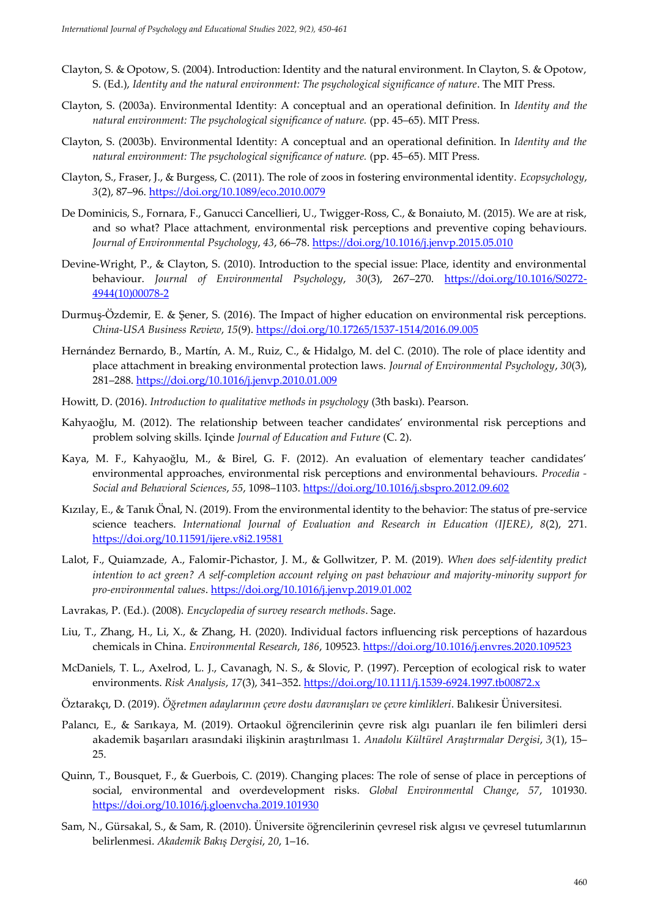Clayton, S. & Opotow, S. (2004). Introduction: Identity and the natural environment. In Clayton, S. & Opotow, S. (Ed.), *Identity and the natural environment: The psychological significance of nature*. The MIT Press.

Clayton, S. (2003a). Environmental Identity: A conceptual and an operational definition. In *Identity and the natural environment: The psychological significance of nature.* (pp. 45–65). MIT Press.

Clayton, S. (2003b). Environmental Identity: A conceptual and an operational definition. In *Identity and the natural environment: The psychological significance of nature.* (pp. 45–65). MIT Press.

Clayton, S., Fraser, J., & Burgess, C. (2011). The role of zoos in fostering environmental identity. *Ecopsychology*, *3*(2), 87–96. https://doi.org/10.1089/eco.2010.0079

De Dominicis, S., Fornara, F., Ganucci Cancellieri, U., Twigger-Ross, C., & Bonaiuto, M. (2015). We are at risk, and so what? Place attachment, environmental risk perceptions and preventive coping behaviours. *Journal of Environmental Psychology*, *43*, 66–78. https://doi.org/10.1016/j.jenvp.2015.05.010

Devine-Wright, P., & Clayton, S. (2010). Introduction to the special issue: Place, identity and environmental behaviour. *Journal of Environmental Psychology*, *30*(3), 267–270. https://doi.org/10.1016/S0272-4944(10)00078-2

Durmuş-Özdemir, E. & Şener, S. (2016). The Impact of higher education on environmental risk perceptions. *China-USA Business Review*, *15*(9). https://doi.org/10.17265/1537-1514/2016.09.005

Hernández Bernardo, B., Martín, A. M., Ruiz, C., & Hidalgo, M. del C. (2010). The role of place identity and place attachment in breaking environmental protection laws. *Journal of Environmental Psychology*, *30*(3), 281–288. https://doi.org/10.1016/j.jenvp.2010.01.009

Howitt, D. (2016). *Introduction to qualitative methods in psychology* (3th baskı). Pearson.

Kahyaoğlu, M. (2012). The relationship between teacher candidates' environmental risk perceptions and problem solving skills. Içinde *Journal of Education and Future* (C. 2).

Kaya, M. F., Kahyaoğlu, M., & Birel, G. F. (2012). An evaluation of elementary teacher candidates' environmental approaches, environmental risk perceptions and environmental behaviours. *Procedia - Social and Behavioral Sciences*, *55*, 1098–1103. https://doi.org/10.1016/j.sbspro.2012.09.602

Kızılay, E., & Tanık Önal, N. (2019). From the environmental identity to the behavior: The status of pre-service science teachers. *International Journal of Evaluation and Research in Education (IJERE)*, *8*(2), 271. https://doi.org/10.11591/ijere.v8i2.19581

Lalot, F., Quiamzade, A., Falomir-Pichastor, J. M., & Gollwitzer, P. M. (2019). *When does self-identity predict intention to act green? A self-completion account relying on past behaviour and majority-minority support for pro-environmental values*. https://doi.org/10.1016/j.jenvp.2019.01.002

Lavrakas, P. (Ed.). (2008). *Encyclopedia of survey research methods*. Sage.

Liu, T., Zhang, H., Li, X., & Zhang, H. (2020). Individual factors influencing risk perceptions of hazardous chemicals in China. *Environmental Research*, *186*, 109523. https://doi.org/10.1016/j.envres.2020.109523

McDaniels, T. L., Axelrod, L. J., Cavanagh, N. S., & Slovic, P. (1997). Perception of ecological risk to water environments. *Risk Analysis*, *17*(3), 341–352. https://doi.org/10.1111/j.1539-6924.1997.tb00872.x

Öztarakçı, D. (2019). *Öğretmen adaylarının çevre dostu davranışları ve çevre kimlikleri*. Balıkesir Üniversitesi.

Palancı, E., & Sarıkaya, M. (2019). Ortaokul öğrencilerinin çevre risk algı puanları ile fen bilimleri dersi akademik başarıları arasındaki ilişkinin araştırılması 1. *Anadolu Kültürel Araştırmalar Dergisi*, *3*(1), 15–25.

Quinn, T., Bousquet, F., & Guerbois, C. (2019). Changing places: The role of sense of place in perceptions of social, environmental and overdevelopment risks. *Global Environmental Change*, *57*, 101930. https://doi.org/10.1016/j.gloenvcha.2019.101930

Sam, N., Gürsakal, S., & Sam, R. (2010). Üniversite öğrencilerinin çevresel risk algısı ve çevresel tutumlarının belirlenmesi. *Akademik Bakış Dergisi*, *20*, 1–16.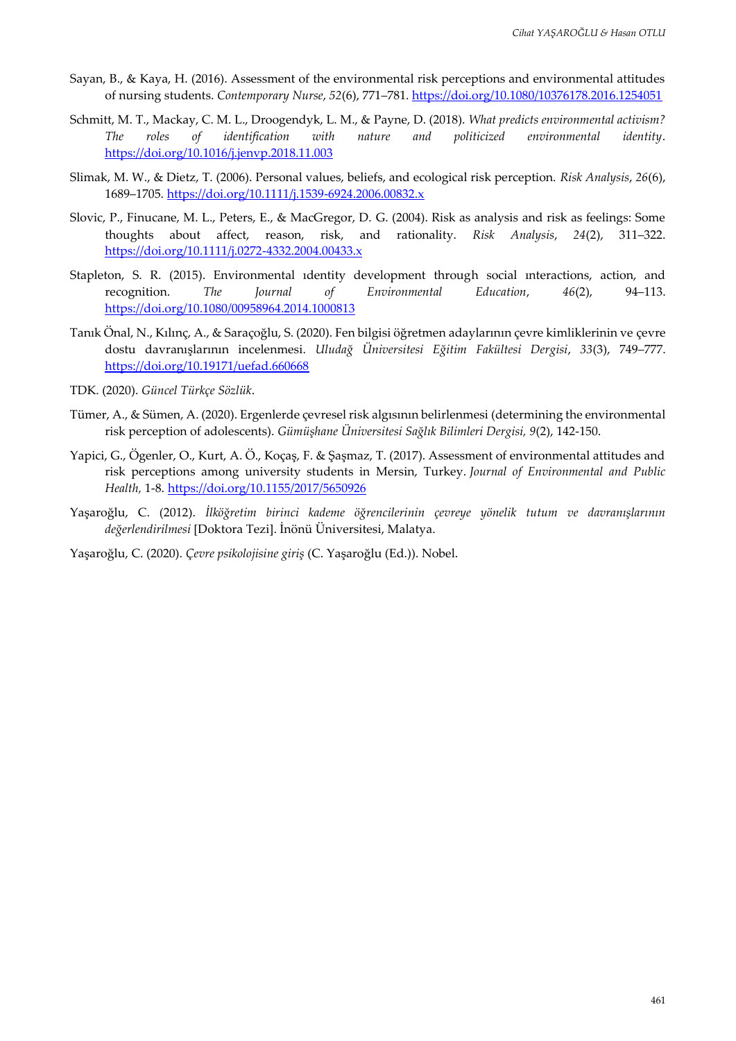Sayan, B., & Kaya, H. (2016). Assessment of the environmental risk perceptions and environmental attitudes of nursing students. *Contemporary Nurse*, *52*(6), 771–781. https://doi.org/10.1080/10376178.2016.1254051

Schmitt, M. T., Mackay, C. M. L., Droogendyk, L. M., & Payne, D. (2018). *What predicts environmental activism? The roles of identification with nature and politicized environmental identity*. https://doi.org/10.1016/j.jenvp.2018.11.003

Slimak, M. W., & Dietz, T. (2006). Personal values, beliefs, and ecological risk perception. *Risk Analysis*, *26*(6), 1689–1705. https://doi.org/10.1111/j.1539-6924.2006.00832.x

Slovic, P., Finucane, M. L., Peters, E., & MacGregor, D. G. (2004). Risk as analysis and risk as feelings: Some thoughts about affect, reason, risk, and rationality. *Risk Analysis*, *24*(2), 311–322. https://doi.org/10.1111/j.0272-4332.2004.00433.x

Stapleton, S. R. (2015). Environmental ıdentity development through social ınteractions, action, and recognition. *The Journal of Environmental Education*, *46*(2), 94–113. https://doi.org/10.1080/00958964.2014.1000813

Tanık Önal, N., Kılınç, A., & Saraçoğlu, S. (2020). Fen bilgisi öğretmen adaylarının çevre kimliklerinin ve çevre dostu davranışlarının incelenmesi. *Uludağ Üniversitesi Eğitim Fakültesi Dergisi*, *33*(3), 749–777. https://doi.org/10.19171/uefad.660668

TDK. (2020). *Güncel Türkçe Sözlük*.

Tümer, A., & Sümen, A. (2020). Ergenlerde çevresel risk algısının belirlenmesi (determining the environmental risk perception of adolescents). *Gümüşhane Üniversitesi Sağlık Bilimleri Dergisi, 9*(2), 142-150.

Yapici, G., Ögenler, O., Kurt, A. Ö., Koçaş, F. & Şaşmaz, T. (2017). Assessment of environmental attitudes and risk perceptions among university students in Mersin, Turkey. *Journal of Environmental and Public Health,* 1-8. https://doi.org/10.1155/2017/5650926

Yaşaroğlu, C. (2012). *İlköğretim birinci kademe öğrencilerinin çevreye yönelik tutum ve davranışlarının değerlendirilmesi* [Doktora Tezi]. İnönü Üniversitesi, Malatya.

Yaşaroğlu, C. (2020). *Çevre psikolojisine giriş* (C. Yaşaroğlu (Ed.)). Nobel.